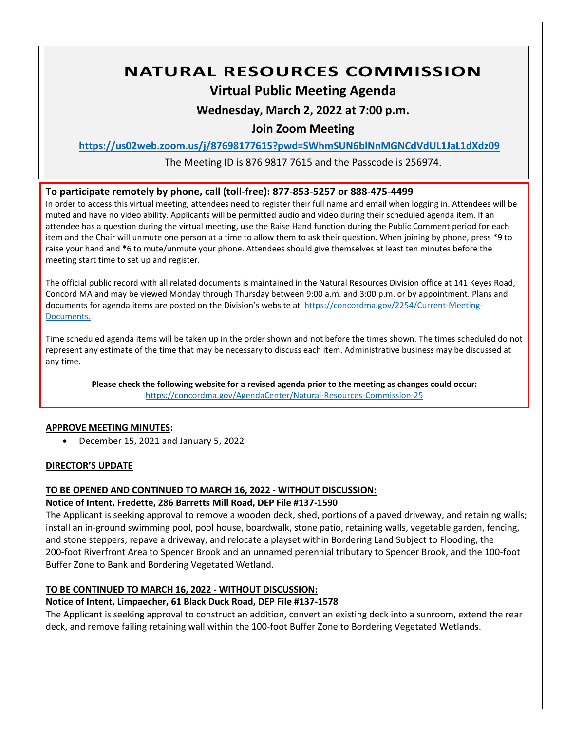# NATURAL RESOURCES COMMISSION

## Virtual Public Meeting Agenda

### Wednesday, March 2, 2022 at 7:00 p.m.

### Join Zoom Meeting

**https://us02web.zoom.us/j/87698177615?pwd=SWhmSUN6blNnMGNCdVdUL1JaL1dXdz09**

The Meeting ID is 876 9817 7615 and the Passcode is 256974.

**To participate remotely by phone, call (toll-free): 877-853-5257 or 888-475-4499**

In order to access this virtual meeting, attendees need to register their full name and email when logging in. Attendees will be muted and have no video ability. Applicants will be permitted audio and video during their scheduled agenda item. If an attendee has a question during the virtual meeting, use the Raise Hand function during the Public Comment period for each item and the Chair will unmute one person at a time to allow them to ask their question. When joining by phone, press *9 to raise your hand and *6 to mute/unmute your phone. Attendees should give themselves at least ten minutes before the meeting start time to set up and register.

The official public record with all related documents is maintained in the Natural Resources Division office at 141 Keyes Road, Concord MA and may be viewed Monday through Thursday between 9:00 a.m. and 3:00 p.m. or by appointment. Plans and documents for agenda items are posted on the Division's website at https://concordma.gov/2254/Current-Meeting-Documents.

Time scheduled agenda items will be taken up in the order shown and not before the times shown. The times scheduled do not represent any estimate of the time that may be necessary to discuss each item. Administrative business may be discussed at any time.

**Please check the following website for a revised agenda prior to the meeting as changes could occur:**
https://concordma.gov/AgendaCenter/Natural-Resources-Commission-25

**APPROVE MEETING MINUTES:**

- December 15, 2021 and January 5, 2022

**DIRECTOR'S UPDATE**

**TO BE OPENED AND CONTINUED TO MARCH 16, 2022 - WITHOUT DISCUSSION:**

**Notice of Intent, Fredette, 286 Barretts Mill Road, DEP File #137-1590**

The Applicant is seeking approval to remove a wooden deck, shed, portions of a paved driveway, and retaining walls; install an in-ground swimming pool, pool house, boardwalk, stone patio, retaining walls, vegetable garden, fencing, and stone steppers; repave a driveway, and relocate a playset within Bordering Land Subject to Flooding, the 200-foot Riverfront Area to Spencer Brook and an unnamed perennial tributary to Spencer Brook, and the 100-foot Buffer Zone to Bank and Bordering Vegetated Wetland.

**TO BE CONTINUED TO MARCH 16, 2022 - WITHOUT DISCUSSION:**

**Notice of Intent, Limpaecher, 61 Black Duck Road, DEP File #137-1578**

The Applicant is seeking approval to construct an addition, convert an existing deck into a sunroom, extend the rear deck, and remove failing retaining wall within the 100-foot Buffer Zone to Bordering Vegetated Wetlands.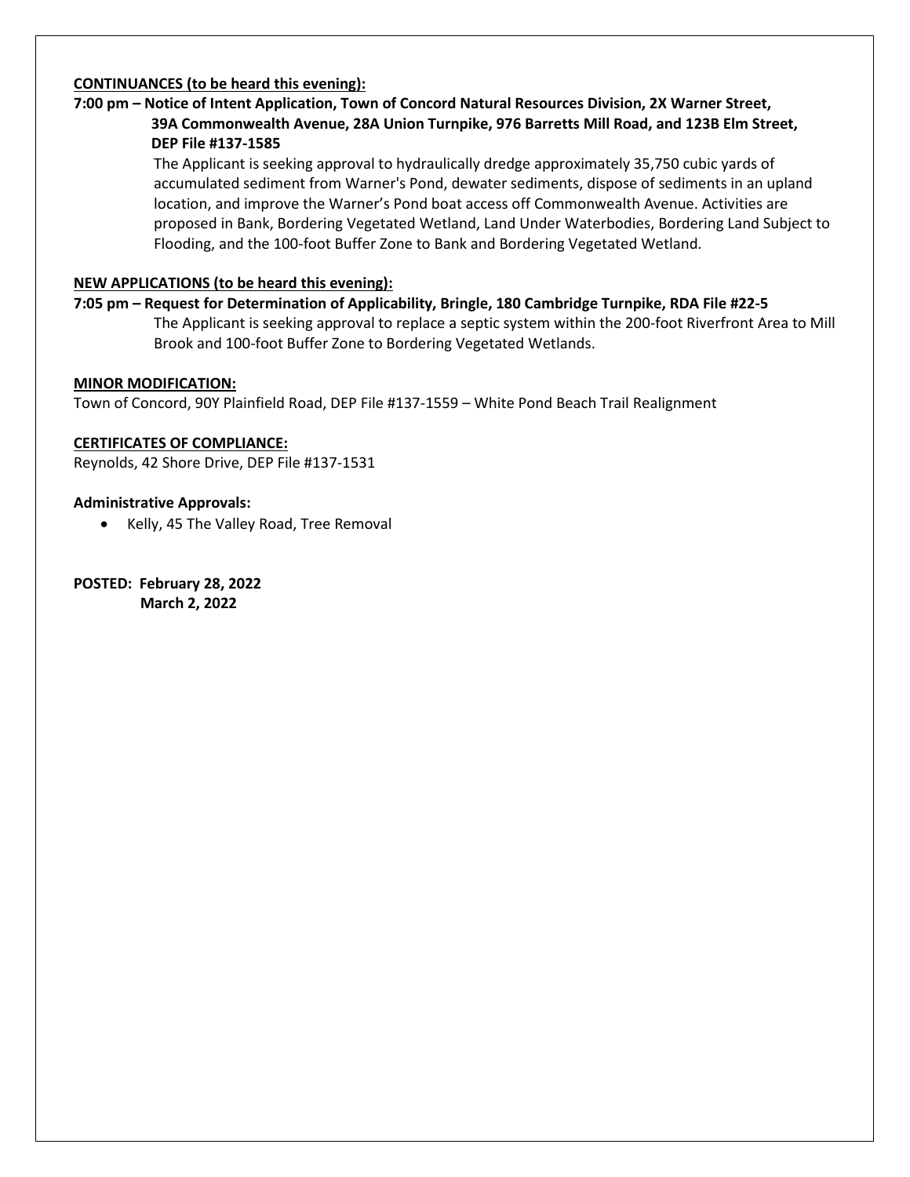**CONTINUANCES (to be heard this evening):**

**7:00 pm – Notice of Intent Application, Town of Concord Natural Resources Division, 2X Warner Street, 39A Commonwealth Avenue, 28A Union Turnpike, 976 Barretts Mill Road, and 123B Elm Street, DEP File #137-1585**

The Applicant is seeking approval to hydraulically dredge approximately 35,750 cubic yards of accumulated sediment from Warner's Pond, dewater sediments, dispose of sediments in an upland location, and improve the Warner's Pond boat access off Commonwealth Avenue. Activities are proposed in Bank, Bordering Vegetated Wetland, Land Under Waterbodies, Bordering Land Subject to Flooding, and the 100-foot Buffer Zone to Bank and Bordering Vegetated Wetland.

**NEW APPLICATIONS (to be heard this evening):**

**7:05 pm – Request for Determination of Applicability, Bringle, 180 Cambridge Turnpike, RDA File #22-5**

The Applicant is seeking approval to replace a septic system within the 200-foot Riverfront Area to Mill Brook and 100-foot Buffer Zone to Bordering Vegetated Wetlands.

**MINOR MODIFICATION:**

Town of Concord, 90Y Plainfield Road, DEP File #137-1559 – White Pond Beach Trail Realignment

**CERTIFICATES OF COMPLIANCE:**

Reynolds, 42 Shore Drive, DEP File #137-1531

**Administrative Approvals:**

- Kelly, 45 The Valley Road, Tree Removal

**POSTED: February 28, 2022**
**March 2, 2022**